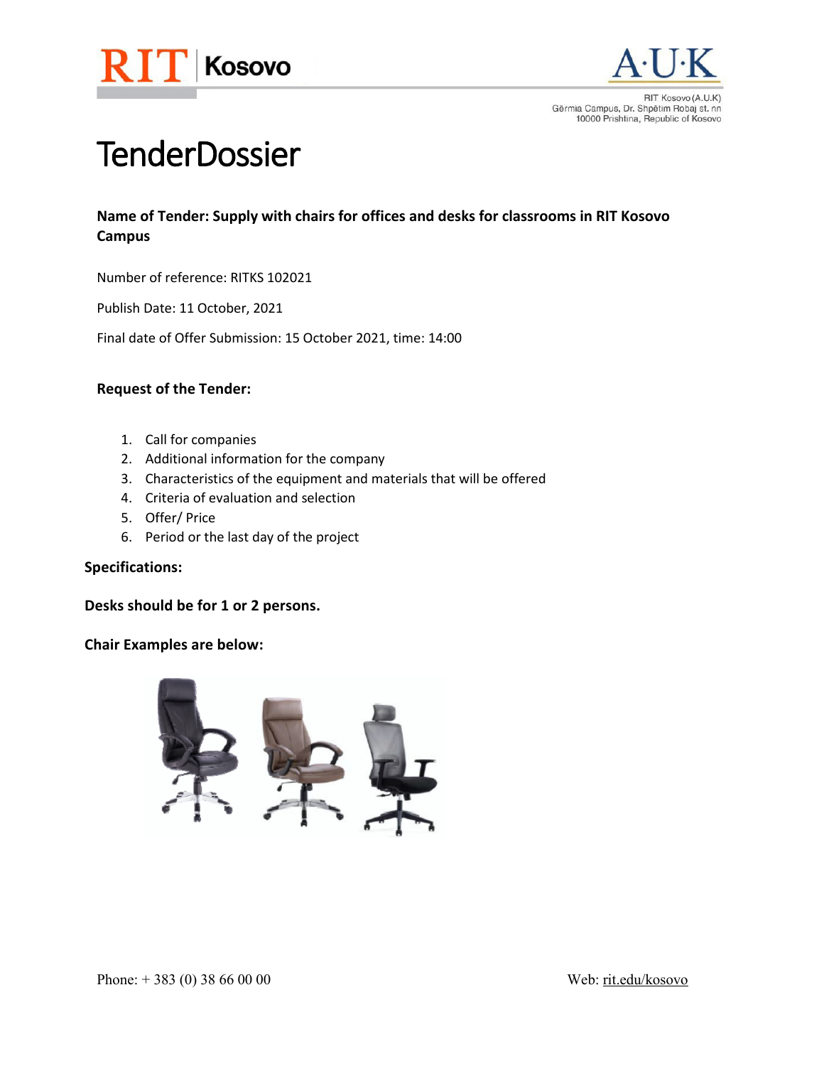RIT Kosovo (A.U.K)
Gërmia Campus, Dr. Shpëtim Robaj st. nn
10000 Prishtina, Republic of Kosovo

# TenderDossier

**Name of Tender: Supply with chairs for offices and desks for classrooms in RIT Kosovo Campus**

Number of reference: RITKS 102021

Publish Date: 11 October, 2021

Final date of Offer Submission: 15 October 2021, time: 14:00

**Request of the Tender:**

1. Call for companies
2. Additional information for the company
3. Characteristics of the equipment and materials that will be offered
4. Criteria of evaluation and selection
5. Offer/ Price
6. Period or the last day of the project

**Specifications:**

**Desks should be for 1 or 2 persons.**

**Chair Examples are below:**

Phone: + 383 (0) 38 66 00 00

Web: rit.edu/kosovo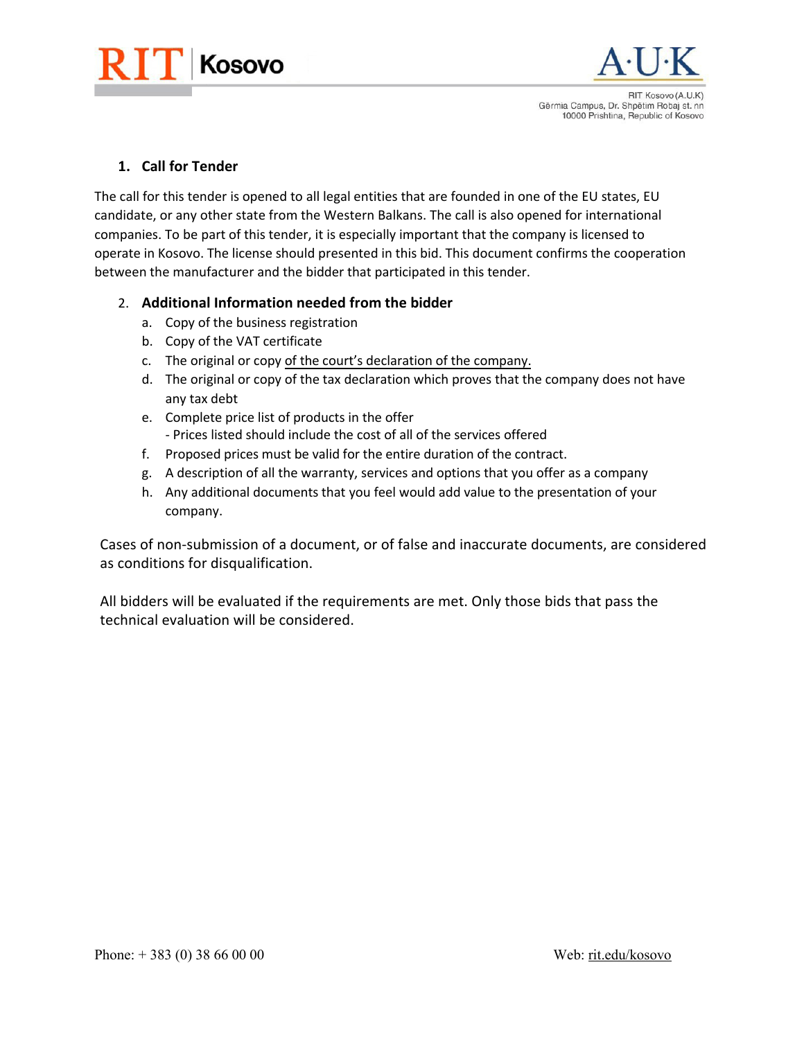## 1. Call for Tender

The call for this tender is opened to all legal entities that are founded in one of the EU states, EU candidate, or any other state from the Western Balkans. The call is also opened for international companies. To be part of this tender, it is especially important that the company is licensed to operate in Kosovo. The license should presented in this bid. This document confirms the cooperation between the manufacturer and the bidder that participated in this tender.

## 2. Additional Information needed from the bidder

a. Copy of the business registration
b. Copy of the VAT certificate
c. The original or copy of the court's declaration of the company.
d. The original or copy of the tax declaration which proves that the company does not have any tax debt
e. Complete price list of products in the offer
   - Prices listed should include the cost of all of the services offered
f. Proposed prices must be valid for the entire duration of the contract.
g. A description of all the warranty, services and options that you offer as a company
h. Any additional documents that you feel would add value to the presentation of your company.

Cases of non-submission of a document, or of false and inaccurate documents, are considered as conditions for disqualification.

All bidders will be evaluated if the requirements are met. Only those bids that pass the technical evaluation will be considered.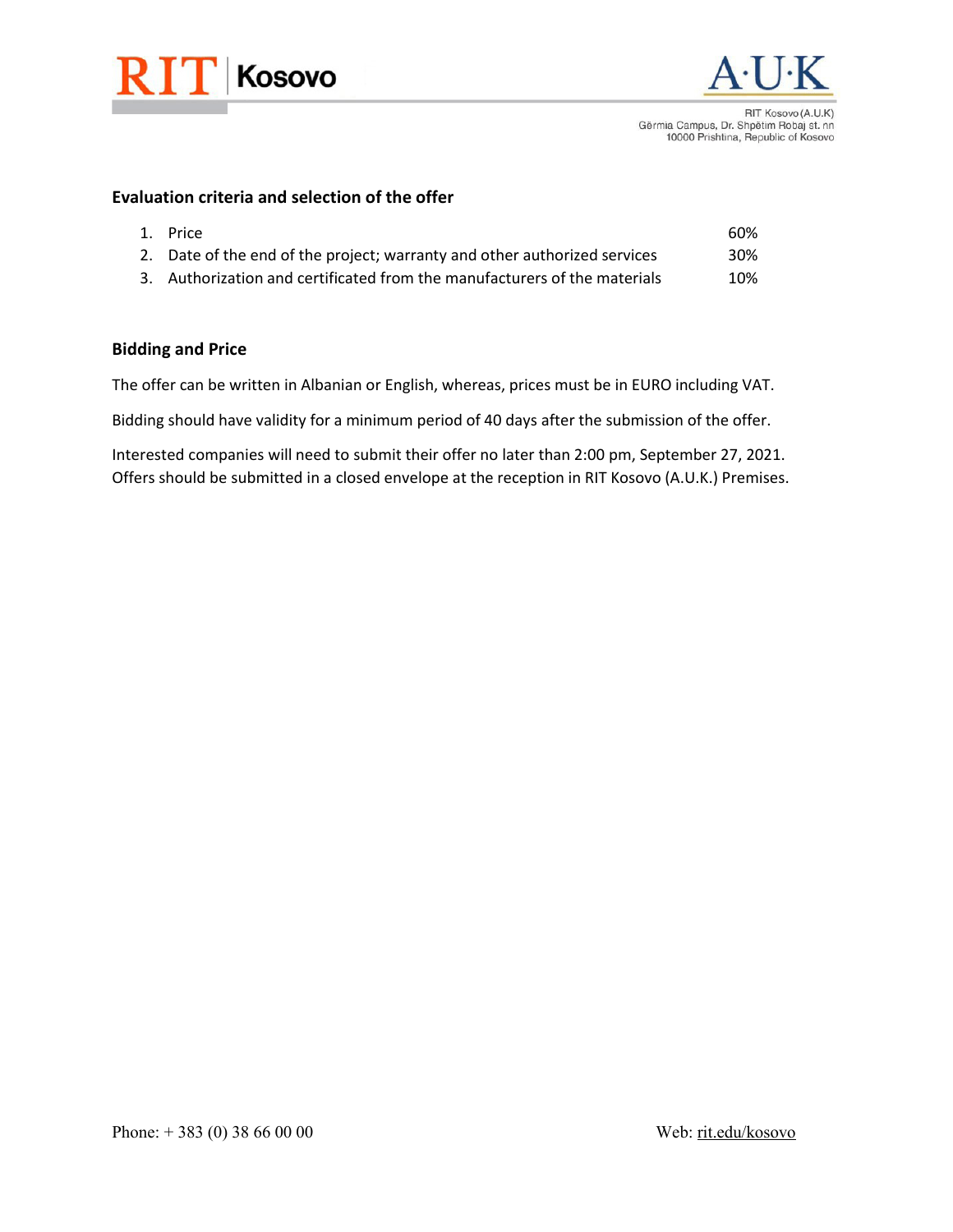## Evaluation criteria and selection of the offer

| | | |
|---|---|---|
| 1. | Price | 60% |
| 2. | Date of the end of the project; warranty and other authorized services | 30% |
| 3. | Authorization and certificated from the manufacturers of the materials | 10% |

## Bidding and Price

The offer can be written in Albanian or English, whereas, prices must be in EURO including VAT.

Bidding should have validity for a minimum period of 40 days after the submission of the offer.

Interested companies will need to submit their offer no later than 2:00 pm, September 27, 2021. Offers should be submitted in a closed envelope at the reception in RIT Kosovo (A.U.K.) Premises.